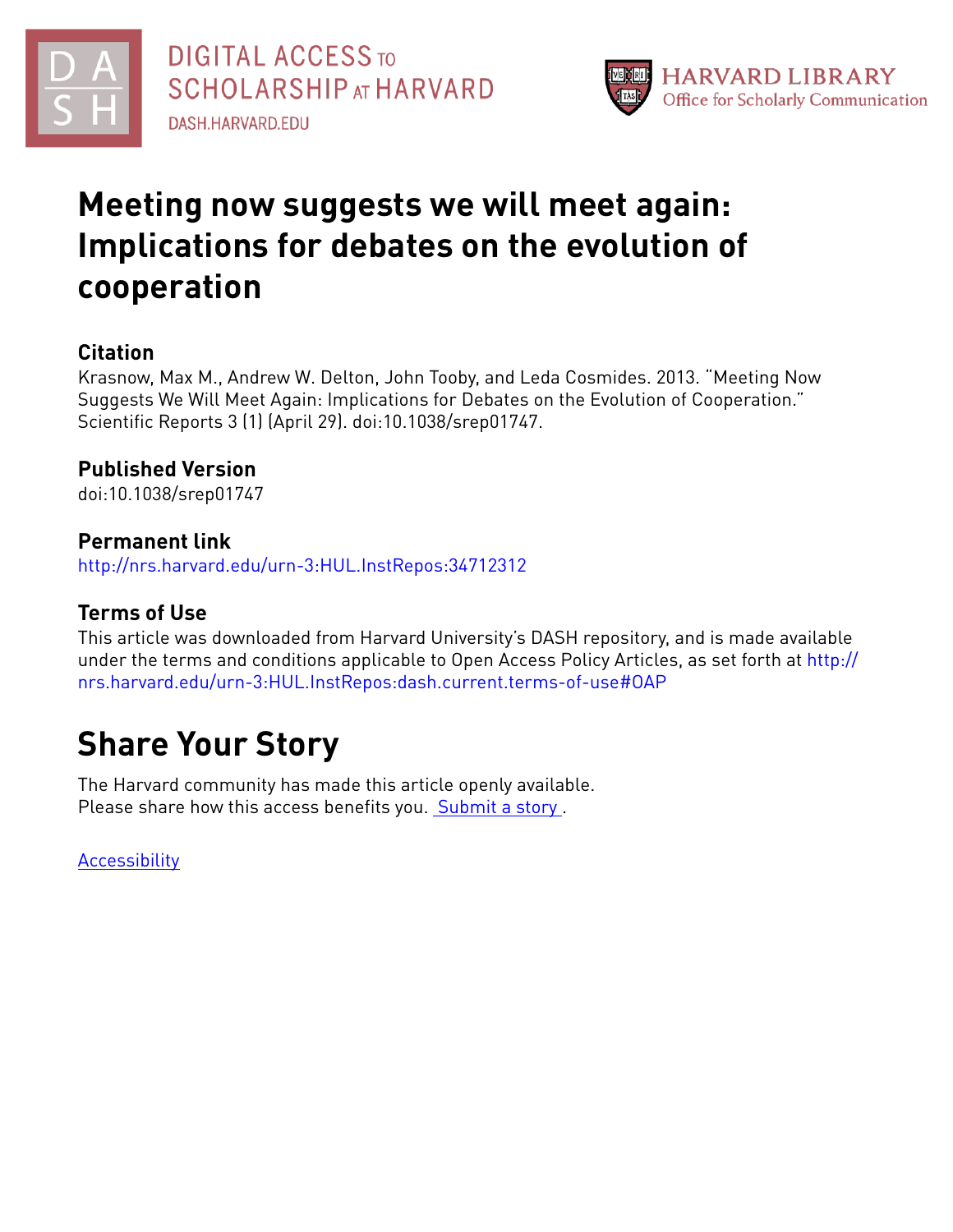DIGITAL ACCESS TO SCHOLARSHIP AT HARVARD
DASH.HARVARD.EDU

HARVARD LIBRARY
Office for Scholarly Communication

# Meeting now suggests we will meet again: Implications for debates on the evolution of cooperation

## Citation

Krasnow, Max M., Andrew W. Delton, John Tooby, and Leda Cosmides. 2013. "Meeting Now Suggests We Will Meet Again: Implications for Debates on the Evolution of Cooperation." Scientific Reports 3 (1) (April 29). doi:10.1038/srep01747.

## Published Version

doi:10.1038/srep01747

## Permanent link

http://nrs.harvard.edu/urn-3:HUL.InstRepos:34712312

## Terms of Use

This article was downloaded from Harvard University's DASH repository, and is made available under the terms and conditions applicable to Open Access Policy Articles, as set forth at http://nrs.harvard.edu/urn-3:HUL.InstRepos:dash.current.terms-of-use#OAP

# Share Your Story

The Harvard community has made this article openly available.
Please share how this access benefits you. Submit a story .

Accessibility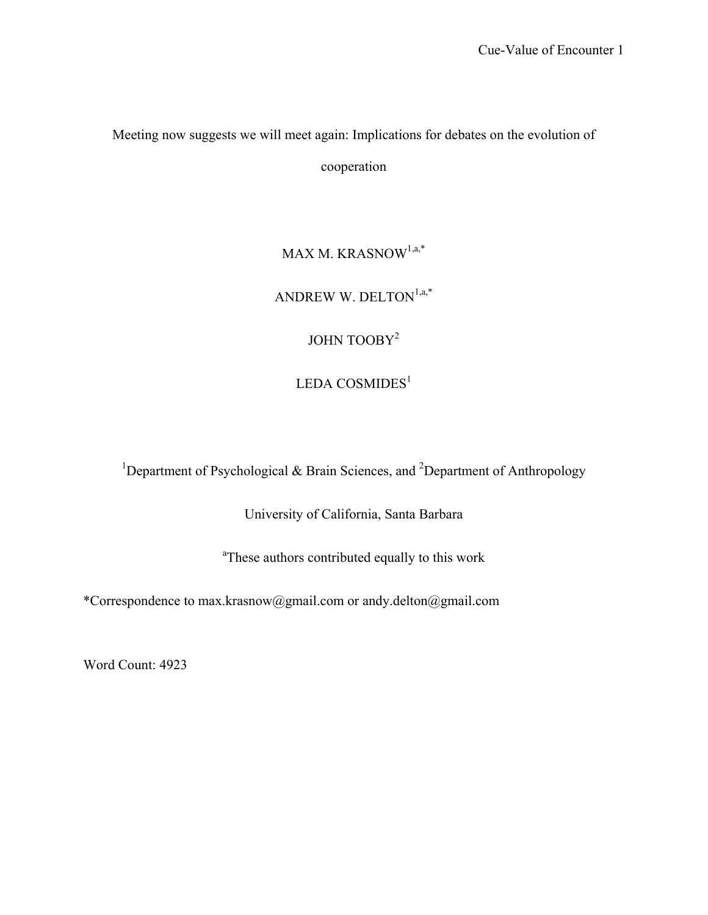Meeting now suggests we will meet again: Implications for debates on the evolution of cooperation

MAX M. KRASNOW[1,a,*]

ANDREW W. DELTON[1,a,*]

JOHN TOOBY[2]

LEDA COSMIDES[1]

[1]Department of Psychological & Brain Sciences, and [2]Department of Anthropology

University of California, Santa Barbara

[a]These authors contributed equally to this work

*Correspondence to max.krasnow@gmail.com or andy.delton@gmail.com

Word Count: 4923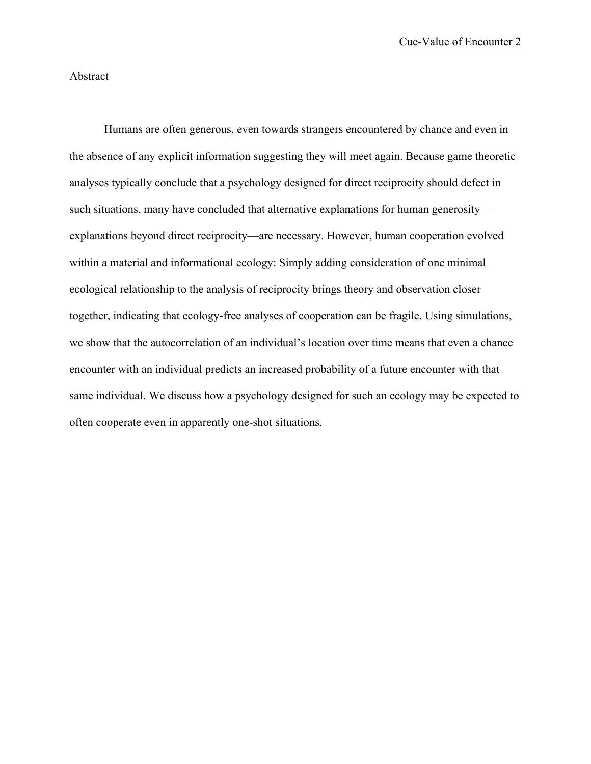## Abstract

Humans are often generous, even towards strangers encountered by chance and even in the absence of any explicit information suggesting they will meet again. Because game theoretic analyses typically conclude that a psychology designed for direct reciprocity should defect in such situations, many have concluded that alternative explanations for human generosity—explanations beyond direct reciprocity—are necessary. However, human cooperation evolved within a material and informational ecology: Simply adding consideration of one minimal ecological relationship to the analysis of reciprocity brings theory and observation closer together, indicating that ecology-free analyses of cooperation can be fragile. Using simulations, we show that the autocorrelation of an individual's location over time means that even a chance encounter with an individual predicts an increased probability of a future encounter with that same individual. We discuss how a psychology designed for such an ecology may be expected to often cooperate even in apparently one-shot situations.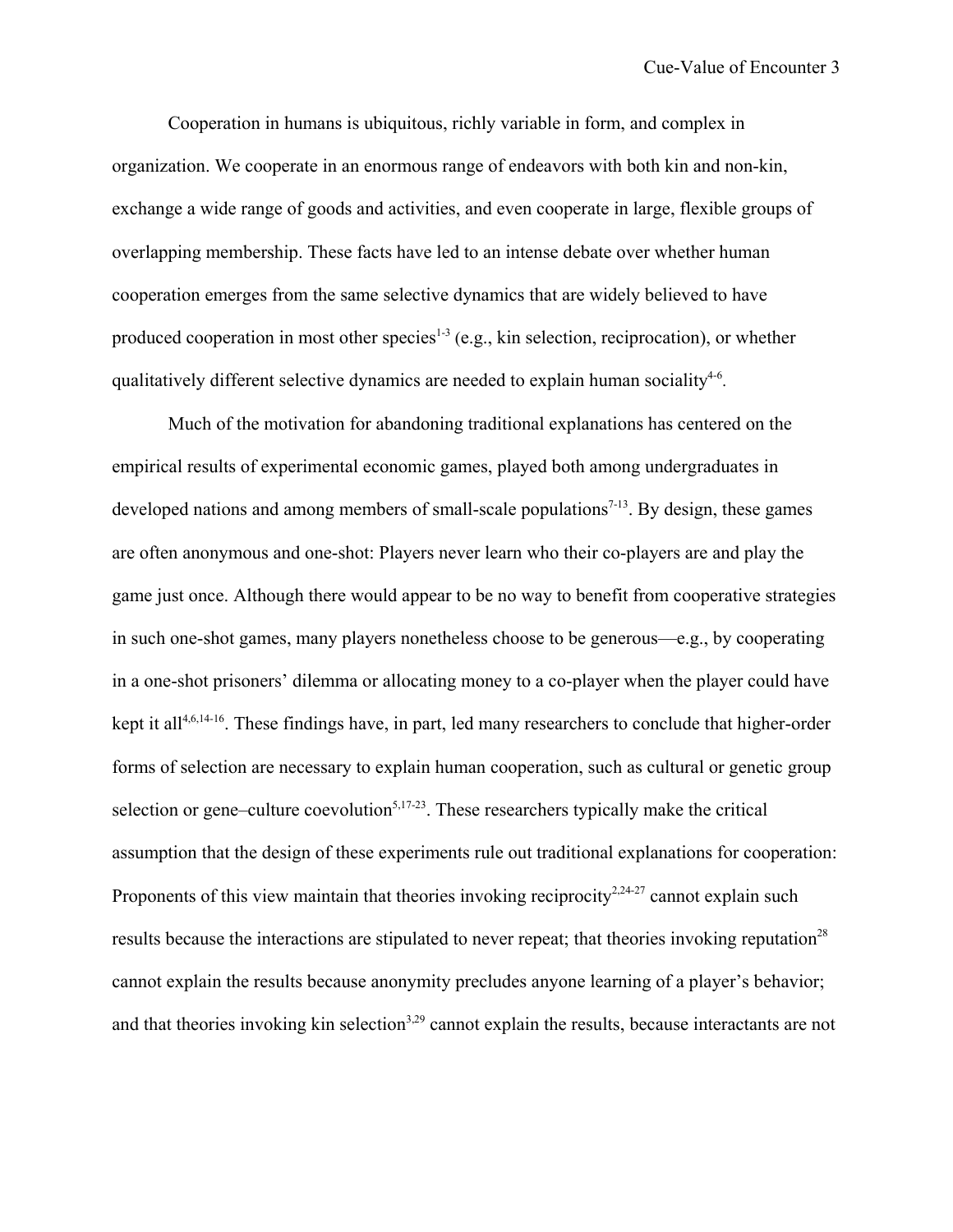Cooperation in humans is ubiquitous, richly variable in form, and complex in organization. We cooperate in an enormous range of endeavors with both kin and non-kin, exchange a wide range of goods and activities, and even cooperate in large, flexible groups of overlapping membership. These facts have led to an intense debate over whether human cooperation emerges from the same selective dynamics that are widely believed to have produced cooperation in most other species[1-3] (e.g., kin selection, reciprocation), or whether qualitatively different selective dynamics are needed to explain human sociality[4-6].

Much of the motivation for abandoning traditional explanations has centered on the empirical results of experimental economic games, played both among undergraduates in developed nations and among members of small-scale populations[7-13]. By design, these games are often anonymous and one-shot: Players never learn who their co-players are and play the game just once. Although there would appear to be no way to benefit from cooperative strategies in such one-shot games, many players nonetheless choose to be generous—e.g., by cooperating in a one-shot prisoners' dilemma or allocating money to a co-player when the player could have kept it all[4,6,14-16]. These findings have, in part, led many researchers to conclude that higher-order forms of selection are necessary to explain human cooperation, such as cultural or genetic group selection or gene–culture coevolution[5,17-23]. These researchers typically make the critical assumption that the design of these experiments rule out traditional explanations for cooperation: Proponents of this view maintain that theories invoking reciprocity[2,24-27] cannot explain such results because the interactions are stipulated to never repeat; that theories invoking reputation[28] cannot explain the results because anonymity precludes anyone learning of a player's behavior; and that theories invoking kin selection[3,29] cannot explain the results, because interactants are not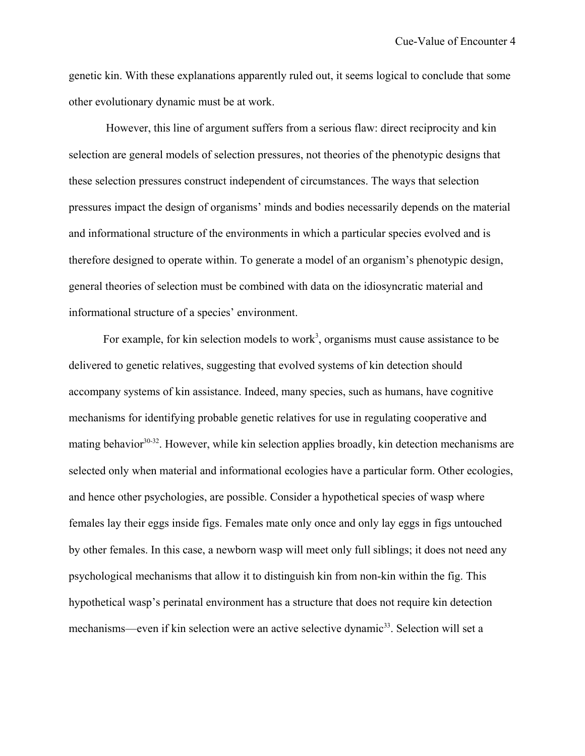genetic kin. With these explanations apparently ruled out, it seems logical to conclude that some other evolutionary dynamic must be at work.

However, this line of argument suffers from a serious flaw: direct reciprocity and kin selection are general models of selection pressures, not theories of the phenotypic designs that these selection pressures construct independent of circumstances. The ways that selection pressures impact the design of organisms' minds and bodies necessarily depends on the material and informational structure of the environments in which a particular species evolved and is therefore designed to operate within. To generate a model of an organism's phenotypic design, general theories of selection must be combined with data on the idiosyncratic material and informational structure of a species' environment.

For example, for kin selection models to work[3], organisms must cause assistance to be delivered to genetic relatives, suggesting that evolved systems of kin detection should accompany systems of kin assistance. Indeed, many species, such as humans, have cognitive mechanisms for identifying probable genetic relatives for use in regulating cooperative and mating behavior[30-32]. However, while kin selection applies broadly, kin detection mechanisms are selected only when material and informational ecologies have a particular form. Other ecologies, and hence other psychologies, are possible. Consider a hypothetical species of wasp where females lay their eggs inside figs. Females mate only once and only lay eggs in figs untouched by other females. In this case, a newborn wasp will meet only full siblings; it does not need any psychological mechanisms that allow it to distinguish kin from non-kin within the fig. This hypothetical wasp's perinatal environment has a structure that does not require kin detection mechanisms—even if kin selection were an active selective dynamic[33]. Selection will set a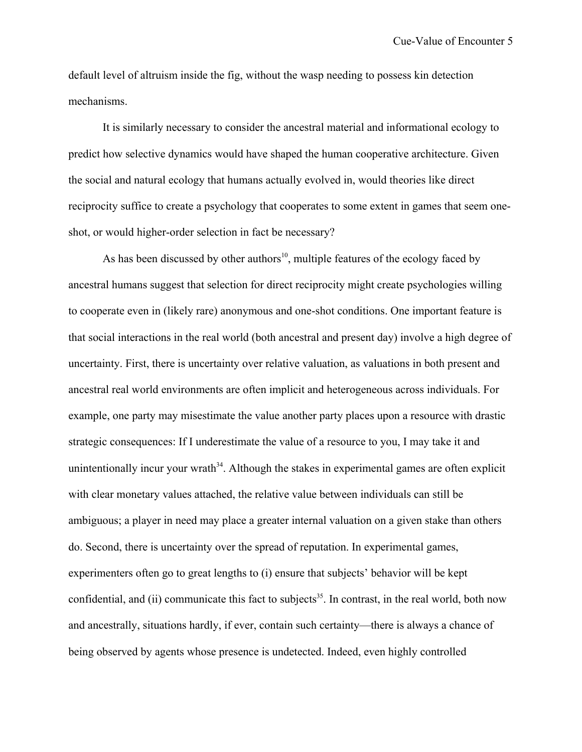default level of altruism inside the fig, without the wasp needing to possess kin detection mechanisms.

It is similarly necessary to consider the ancestral material and informational ecology to predict how selective dynamics would have shaped the human cooperative architecture. Given the social and natural ecology that humans actually evolved in, would theories like direct reciprocity suffice to create a psychology that cooperates to some extent in games that seem one-shot, or would higher-order selection in fact be necessary?

As has been discussed by other authors[10], multiple features of the ecology faced by ancestral humans suggest that selection for direct reciprocity might create psychologies willing to cooperate even in (likely rare) anonymous and one-shot conditions. One important feature is that social interactions in the real world (both ancestral and present day) involve a high degree of uncertainty. First, there is uncertainty over relative valuation, as valuations in both present and ancestral real world environments are often implicit and heterogeneous across individuals. For example, one party may misestimate the value another party places upon a resource with drastic strategic consequences: If I underestimate the value of a resource to you, I may take it and unintentionally incur your wrath[34]. Although the stakes in experimental games are often explicit with clear monetary values attached, the relative value between individuals can still be ambiguous; a player in need may place a greater internal valuation on a given stake than others do. Second, there is uncertainty over the spread of reputation. In experimental games, experimenters often go to great lengths to (i) ensure that subjects' behavior will be kept confidential, and (ii) communicate this fact to subjects[35]. In contrast, in the real world, both now and ancestrally, situations hardly, if ever, contain such certainty—there is always a chance of being observed by agents whose presence is undetected. Indeed, even highly controlled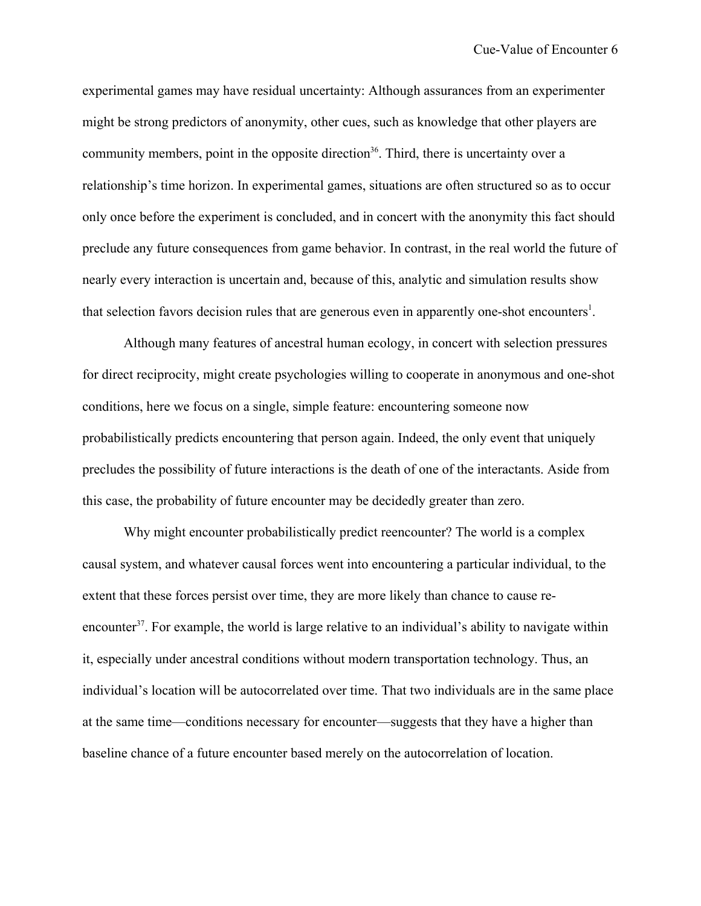experimental games may have residual uncertainty: Although assurances from an experimenter might be strong predictors of anonymity, other cues, such as knowledge that other players are community members, point in the opposite direction[36]. Third, there is uncertainty over a relationship's time horizon. In experimental games, situations are often structured so as to occur only once before the experiment is concluded, and in concert with the anonymity this fact should preclude any future consequences from game behavior. In contrast, in the real world the future of nearly every interaction is uncertain and, because of this, analytic and simulation results show that selection favors decision rules that are generous even in apparently one-shot encounters[1].

Although many features of ancestral human ecology, in concert with selection pressures for direct reciprocity, might create psychologies willing to cooperate in anonymous and one-shot conditions, here we focus on a single, simple feature: encountering someone now probabilistically predicts encountering that person again. Indeed, the only event that uniquely precludes the possibility of future interactions is the death of one of the interactants. Aside from this case, the probability of future encounter may be decidedly greater than zero.

Why might encounter probabilistically predict reencounter? The world is a complex causal system, and whatever causal forces went into encountering a particular individual, to the extent that these forces persist over time, they are more likely than chance to cause re-encounter[37]. For example, the world is large relative to an individual's ability to navigate within it, especially under ancestral conditions without modern transportation technology. Thus, an individual's location will be autocorrelated over time. That two individuals are in the same place at the same time—conditions necessary for encounter—suggests that they have a higher than baseline chance of a future encounter based merely on the autocorrelation of location.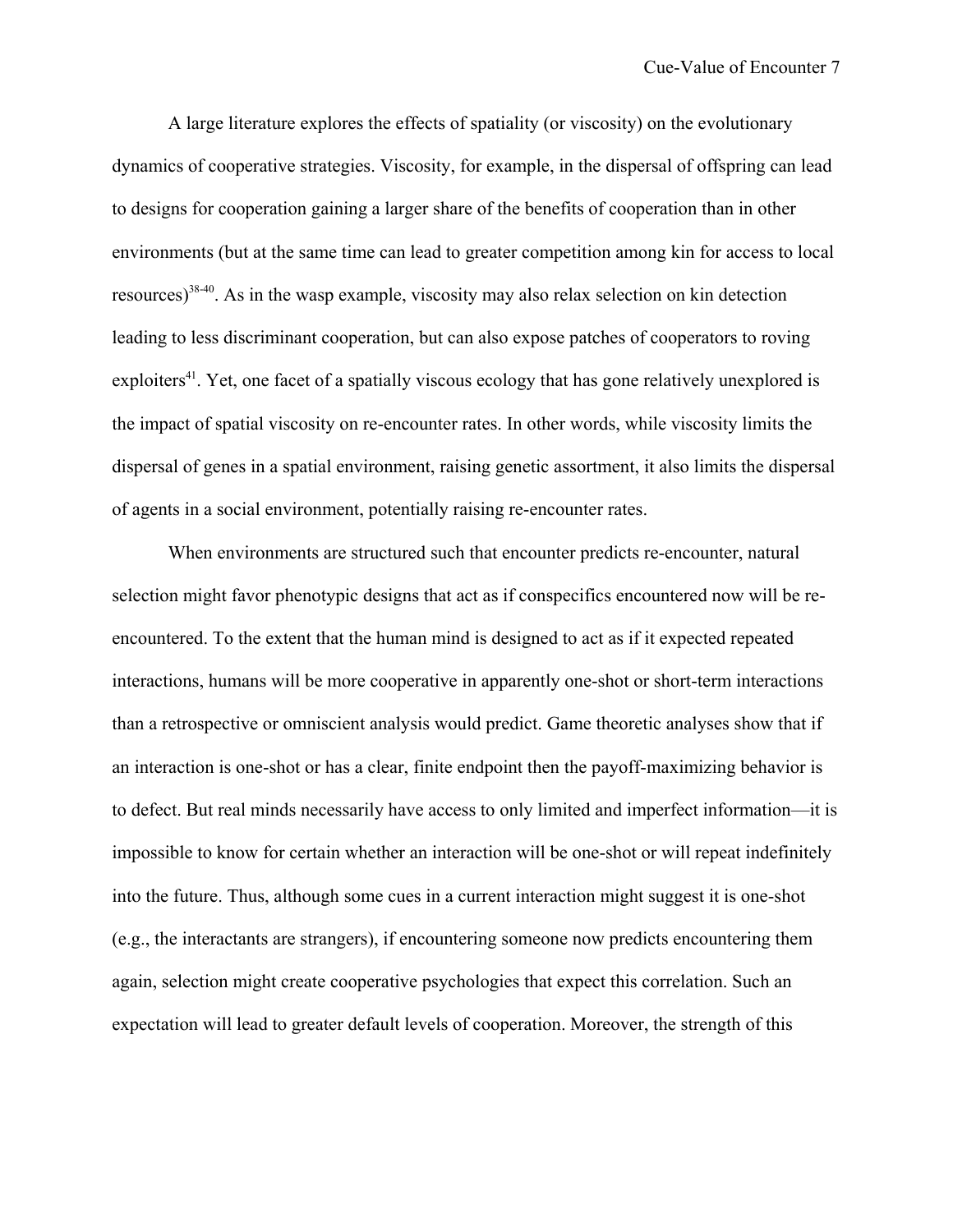A large literature explores the effects of spatiality (or viscosity) on the evolutionary dynamics of cooperative strategies. Viscosity, for example, in the dispersal of offspring can lead to designs for cooperation gaining a larger share of the benefits of cooperation than in other environments (but at the same time can lead to greater competition among kin for access to local resources)[38-40]. As in the wasp example, viscosity may also relax selection on kin detection leading to less discriminant cooperation, but can also expose patches of cooperators to roving exploiters[41]. Yet, one facet of a spatially viscous ecology that has gone relatively unexplored is the impact of spatial viscosity on re-encounter rates. In other words, while viscosity limits the dispersal of genes in a spatial environment, raising genetic assortment, it also limits the dispersal of agents in a social environment, potentially raising re-encounter rates.

When environments are structured such that encounter predicts re-encounter, natural selection might favor phenotypic designs that act as if conspecifics encountered now will be re-encountered. To the extent that the human mind is designed to act as if it expected repeated interactions, humans will be more cooperative in apparently one-shot or short-term interactions than a retrospective or omniscient analysis would predict. Game theoretic analyses show that if an interaction is one-shot or has a clear, finite endpoint then the payoff-maximizing behavior is to defect. But real minds necessarily have access to only limited and imperfect information—it is impossible to know for certain whether an interaction will be one-shot or will repeat indefinitely into the future. Thus, although some cues in a current interaction might suggest it is one-shot (e.g., the interactants are strangers), if encountering someone now predicts encountering them again, selection might create cooperative psychologies that expect this correlation. Such an expectation will lead to greater default levels of cooperation. Moreover, the strength of this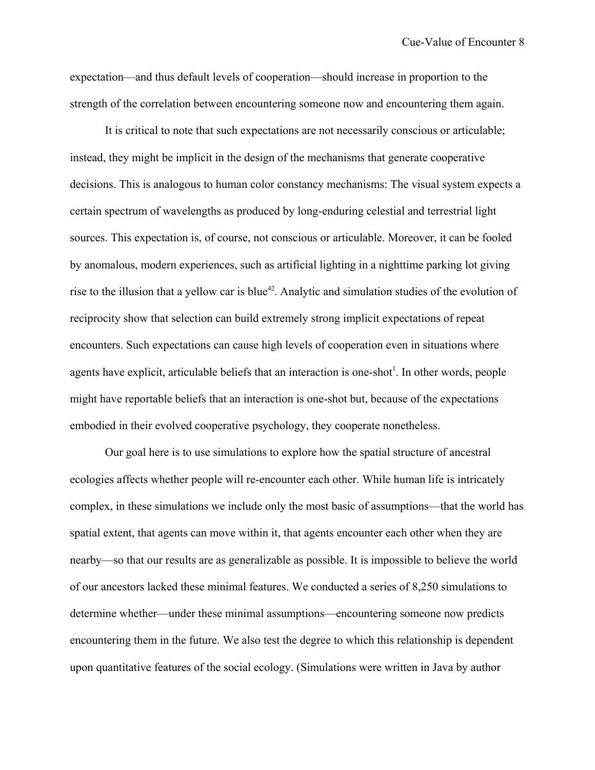expectation—and thus default levels of cooperation—should increase in proportion to the strength of the correlation between encountering someone now and encountering them again.

It is critical to note that such expectations are not necessarily conscious or articulable; instead, they might be implicit in the design of the mechanisms that generate cooperative decisions. This is analogous to human color constancy mechanisms: The visual system expects a certain spectrum of wavelengths as produced by long-enduring celestial and terrestrial light sources. This expectation is, of course, not conscious or articulable. Moreover, it can be fooled by anomalous, modern experiences, such as artificial lighting in a nighttime parking lot giving rise to the illusion that a yellow car is blue[42]. Analytic and simulation studies of the evolution of reciprocity show that selection can build extremely strong implicit expectations of repeat encounters. Such expectations can cause high levels of cooperation even in situations where agents have explicit, articulable beliefs that an interaction is one-shot[1]. In other words, people might have reportable beliefs that an interaction is one-shot but, because of the expectations embodied in their evolved cooperative psychology, they cooperate nonetheless.

Our goal here is to use simulations to explore how the spatial structure of ancestral ecologies affects whether people will re-encounter each other. While human life is intricately complex, in these simulations we include only the most basic of assumptions—that the world has spatial extent, that agents can move within it, that agents encounter each other when they are nearby—so that our results are as generalizable as possible. It is impossible to believe the world of our ancestors lacked these minimal features. We conducted a series of 8,250 simulations to determine whether—under these minimal assumptions—encountering someone now predicts encountering them in the future. We also test the degree to which this relationship is dependent upon quantitative features of the social ecology. (Simulations were written in Java by author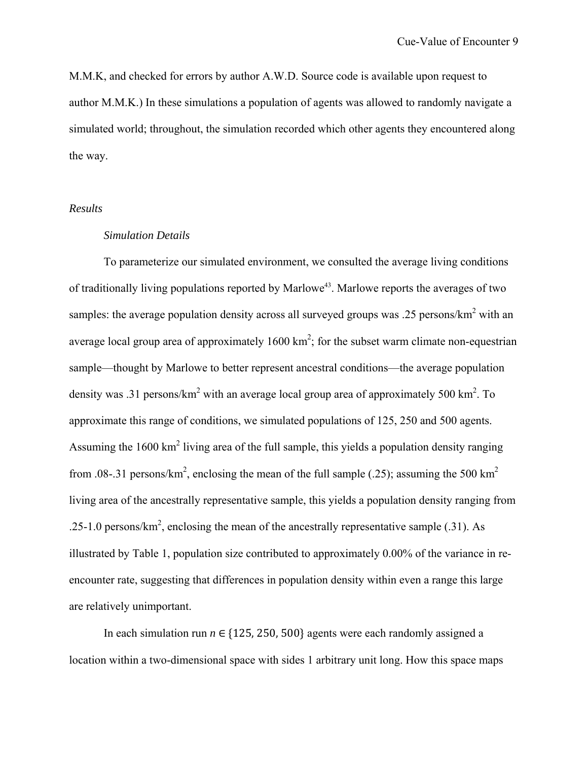M.M.K, and checked for errors by author A.W.D. Source code is available upon request to author M.M.K.) In these simulations a population of agents was allowed to randomly navigate a simulated world; throughout, the simulation recorded which other agents they encountered along the way.

## *Results*

### *Simulation Details*

To parameterize our simulated environment, we consulted the average living conditions of traditionally living populations reported by Marlowe[43]. Marlowe reports the averages of two samples: the average population density across all surveyed groups was .25 persons/km$^2$ with an average local group area of approximately 1600 km$^2$; for the subset warm climate non-equestrian sample—thought by Marlowe to better represent ancestral conditions—the average population density was .31 persons/km$^2$ with an average local group area of approximately 500 km$^2$. To approximate this range of conditions, we simulated populations of 125, 250 and 500 agents. Assuming the 1600 km$^2$ living area of the full sample, this yields a population density ranging from .08-.31 persons/km$^2$, enclosing the mean of the full sample (.25); assuming the 500 km$^2$ living area of the ancestrally representative sample, this yields a population density ranging from .25-1.0 persons/km$^2$, enclosing the mean of the ancestrally representative sample (.31). As illustrated by Table 1, population size contributed to approximately 0.00% of the variance in re-encounter rate, suggesting that differences in population density within even a range this large are relatively unimportant.

In each simulation run $n \in \{125, 250, 500\}$ agents were each randomly assigned a location within a two-dimensional space with sides 1 arbitrary unit long. How this space maps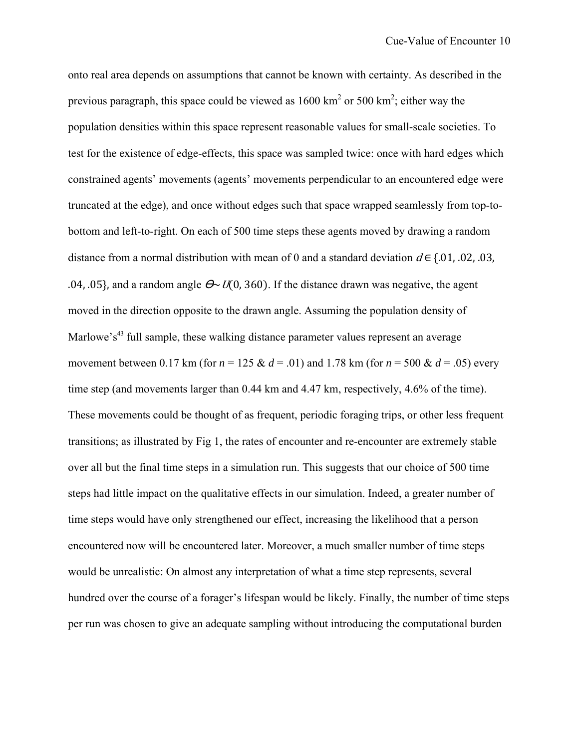onto real area depends on assumptions that cannot be known with certainty. As described in the previous paragraph, this space could be viewed as 1600 $km^2$ or 500 $km^2$; either way the population densities within this space represent reasonable values for small-scale societies. To test for the existence of edge-effects, this space was sampled twice: once with hard edges which constrained agents' movements (agents' movements perpendicular to an encountered edge were truncated at the edge), and once without edges such that space wrapped seamlessly from top-to-bottom and left-to-right. On each of 500 time steps these agents moved by drawing a random distance from a normal distribution with mean of 0 and a standard deviation $d \in \{.01, .02, .03, .04, .05\}$, and a random angle $\Theta \sim U(0, 360)$. If the distance drawn was negative, the agent moved in the direction opposite to the drawn angle. Assuming the population density of Marlowe's[43] full sample, these walking distance parameter values represent an average movement between 0.17 km (for $n$ = 125 & $d$ = .01) and 1.78 km (for $n$ = 500 & $d$ = .05) every time step (and movements larger than 0.44 km and 4.47 km, respectively, 4.6% of the time). These movements could be thought of as frequent, periodic foraging trips, or other less frequent transitions; as illustrated by Fig 1, the rates of encounter and re-encounter are extremely stable over all but the final time steps in a simulation run. This suggests that our choice of 500 time steps had little impact on the qualitative effects in our simulation. Indeed, a greater number of time steps would have only strengthened our effect, increasing the likelihood that a person encountered now will be encountered later. Moreover, a much smaller number of time steps would be unrealistic: On almost any interpretation of what a time step represents, several hundred over the course of a forager's lifespan would be likely. Finally, the number of time steps per run was chosen to give an adequate sampling without introducing the computational burden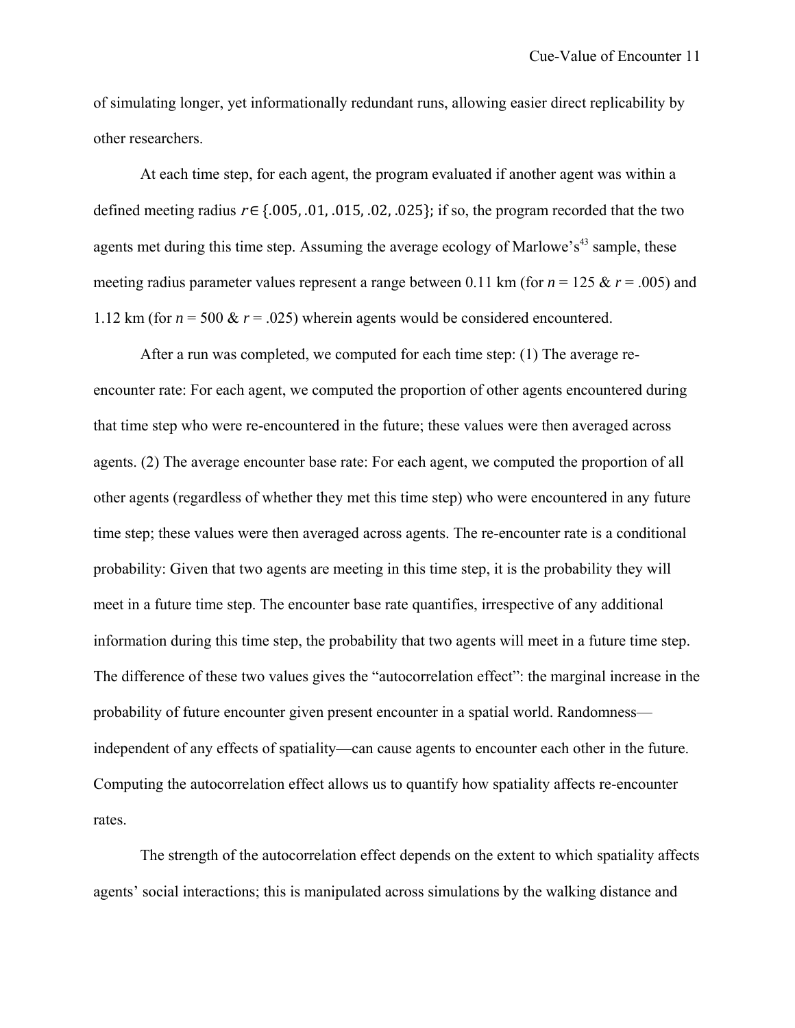of simulating longer, yet informationally redundant runs, allowing easier direct replicability by other researchers.

At each time step, for each agent, the program evaluated if another agent was within a defined meeting radius $r \in \{.005, .01, .015, .02, .025\}$; if so, the program recorded that the two agents met during this time step. Assuming the average ecology of Marlowe's[43] sample, these meeting radius parameter values represent a range between 0.11 km (for $n$ = 125 & $r$ = .005) and 1.12 km (for $n$ = 500 & $r$ = .025) wherein agents would be considered encountered.

After a run was completed, we computed for each time step: (1) The average re-encounter rate: For each agent, we computed the proportion of other agents encountered during that time step who were re-encountered in the future; these values were then averaged across agents. (2) The average encounter base rate: For each agent, we computed the proportion of all other agents (regardless of whether they met this time step) who were encountered in any future time step; these values were then averaged across agents. The re-encounter rate is a conditional probability: Given that two agents are meeting in this time step, it is the probability they will meet in a future time step. The encounter base rate quantifies, irrespective of any additional information during this time step, the probability that two agents will meet in a future time step. The difference of these two values gives the "autocorrelation effect": the marginal increase in the probability of future encounter given present encounter in a spatial world. Randomness—independent of any effects of spatiality—can cause agents to encounter each other in the future. Computing the autocorrelation effect allows us to quantify how spatiality affects re-encounter rates.

The strength of the autocorrelation effect depends on the extent to which spatiality affects agents' social interactions; this is manipulated across simulations by the walking distance and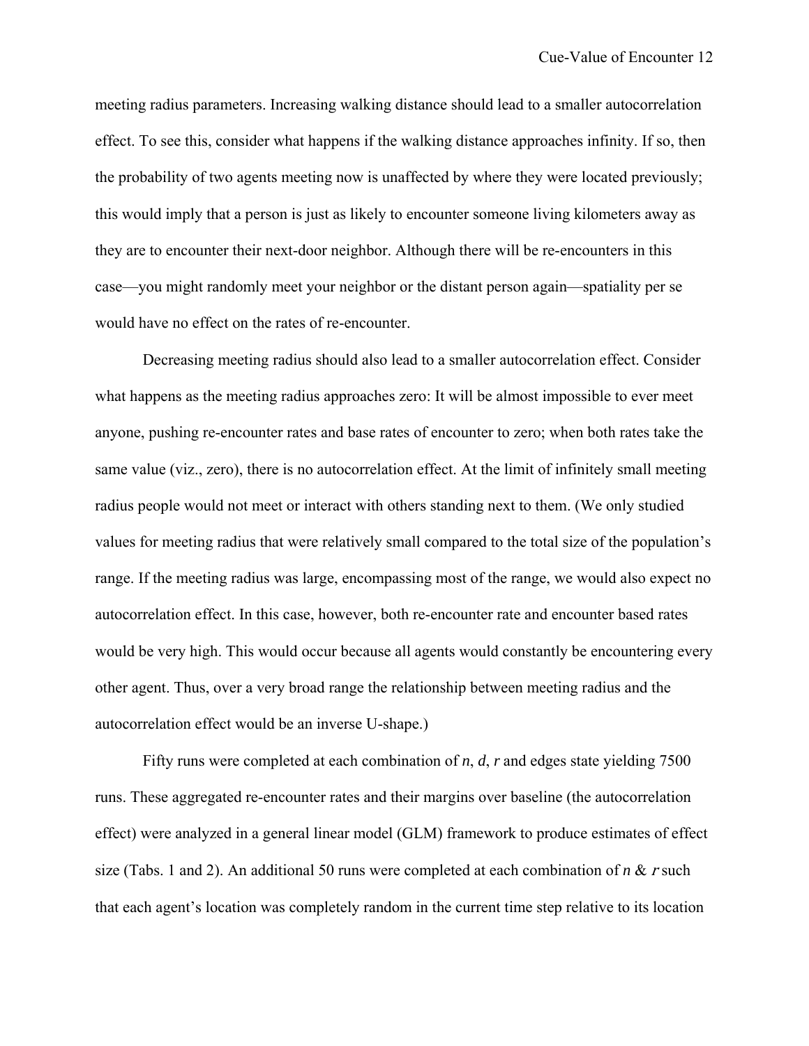meeting radius parameters. Increasing walking distance should lead to a smaller autocorrelation effect. To see this, consider what happens if the walking distance approaches infinity. If so, then the probability of two agents meeting now is unaffected by where they were located previously; this would imply that a person is just as likely to encounter someone living kilometers away as they are to encounter their next-door neighbor. Although there will be re-encounters in this case—you might randomly meet your neighbor or the distant person again—spatiality per se would have no effect on the rates of re-encounter.

Decreasing meeting radius should also lead to a smaller autocorrelation effect. Consider what happens as the meeting radius approaches zero: It will be almost impossible to ever meet anyone, pushing re-encounter rates and base rates of encounter to zero; when both rates take the same value (viz., zero), there is no autocorrelation effect. At the limit of infinitely small meeting radius people would not meet or interact with others standing next to them. (We only studied values for meeting radius that were relatively small compared to the total size of the population's range. If the meeting radius was large, encompassing most of the range, we would also expect no autocorrelation effect. In this case, however, both re-encounter rate and encounter based rates would be very high. This would occur because all agents would constantly be encountering every other agent. Thus, over a very broad range the relationship between meeting radius and the autocorrelation effect would be an inverse U-shape.)

Fifty runs were completed at each combination of $n$, $d$, $r$ and edges state yielding 7500 runs. These aggregated re-encounter rates and their margins over baseline (the autocorrelation effect) were analyzed in a general linear model (GLM) framework to produce estimates of effect size (Tabs. 1 and 2). An additional 50 runs were completed at each combination of $n$ & $r$ such that each agent's location was completely random in the current time step relative to its location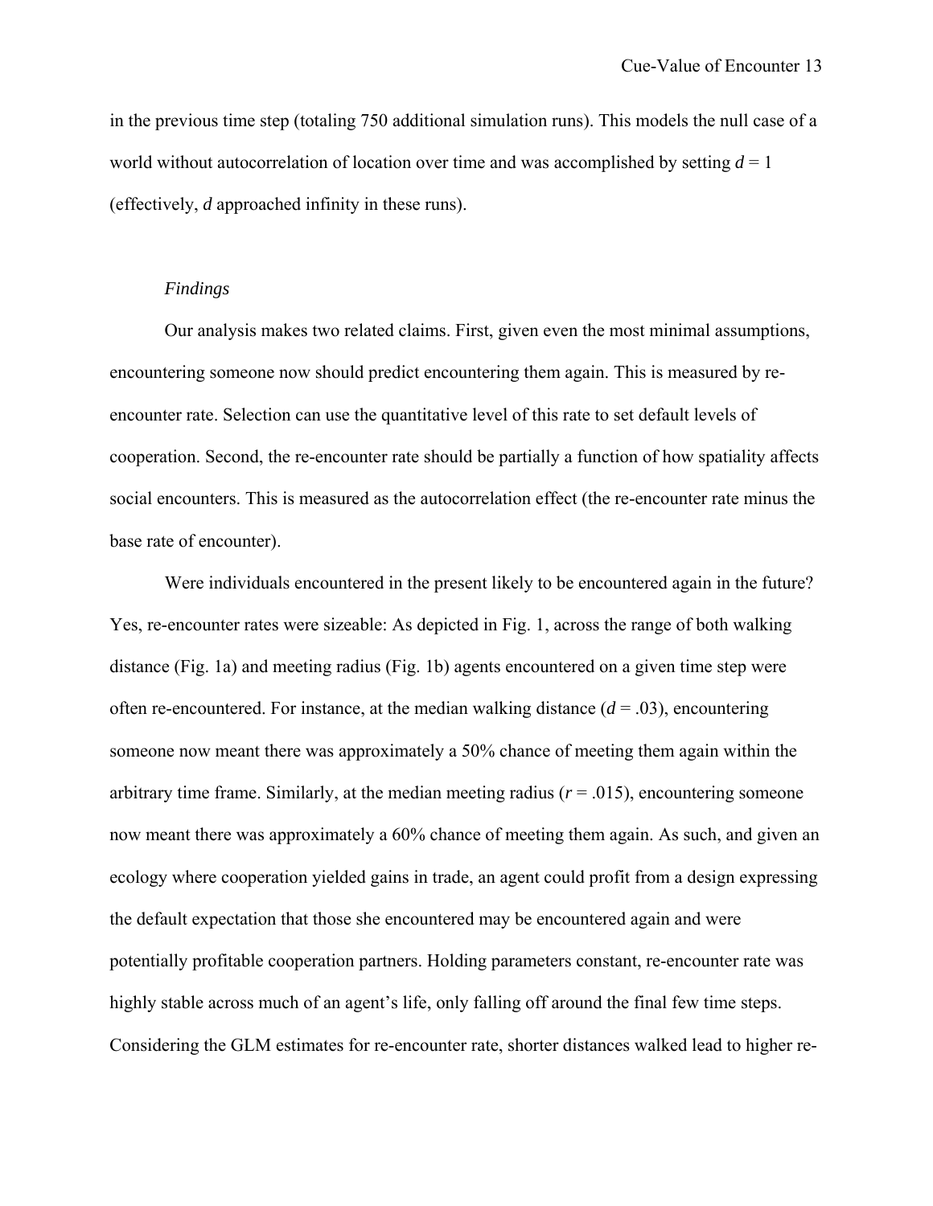in the previous time step (totaling 750 additional simulation runs). This models the null case of a world without autocorrelation of location over time and was accomplished by setting $d = 1$ (effectively, $d$ approached infinity in these runs).

### *Findings*

Our analysis makes two related claims. First, given even the most minimal assumptions, encountering someone now should predict encountering them again. This is measured by re-encounter rate. Selection can use the quantitative level of this rate to set default levels of cooperation. Second, the re-encounter rate should be partially a function of how spatiality affects social encounters. This is measured as the autocorrelation effect (the re-encounter rate minus the base rate of encounter).

Were individuals encountered in the present likely to be encountered again in the future? Yes, re-encounter rates were sizeable: As depicted in Fig. 1, across the range of both walking distance (Fig. 1a) and meeting radius (Fig. 1b) agents encountered on a given time step were often re-encountered. For instance, at the median walking distance ($d = .03$), encountering someone now meant there was approximately a 50% chance of meeting them again within the arbitrary time frame. Similarly, at the median meeting radius ($r = .015$), encountering someone now meant there was approximately a 60% chance of meeting them again. As such, and given an ecology where cooperation yielded gains in trade, an agent could profit from a design expressing the default expectation that those she encountered may be encountered again and were potentially profitable cooperation partners. Holding parameters constant, re-encounter rate was highly stable across much of an agent's life, only falling off around the final few time steps. Considering the GLM estimates for re-encounter rate, shorter distances walked lead to higher re-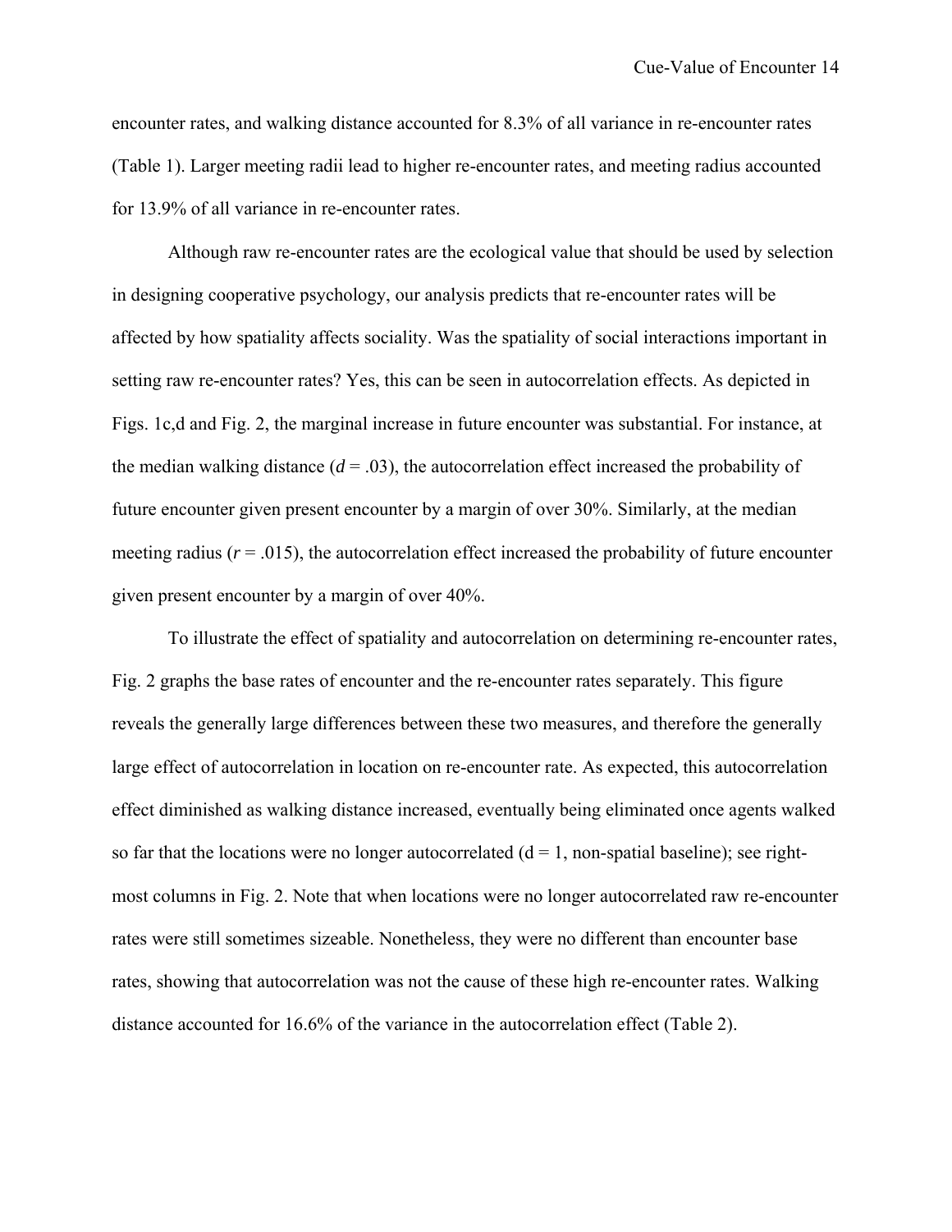encounter rates, and walking distance accounted for 8.3% of all variance in re-encounter rates (Table 1). Larger meeting radii lead to higher re-encounter rates, and meeting radius accounted for 13.9% of all variance in re-encounter rates.

Although raw re-encounter rates are the ecological value that should be used by selection in designing cooperative psychology, our analysis predicts that re-encounter rates will be affected by how spatiality affects sociality. Was the spatiality of social interactions important in setting raw re-encounter rates? Yes, this can be seen in autocorrelation effects. As depicted in Figs. 1c,d and Fig. 2, the marginal increase in future encounter was substantial. For instance, at the median walking distance ($d = .03$), the autocorrelation effect increased the probability of future encounter given present encounter by a margin of over 30%. Similarly, at the median meeting radius ($r = .015$), the autocorrelation effect increased the probability of future encounter given present encounter by a margin of over 40%.

To illustrate the effect of spatiality and autocorrelation on determining re-encounter rates, Fig. 2 graphs the base rates of encounter and the re-encounter rates separately. This figure reveals the generally large differences between these two measures, and therefore the generally large effect of autocorrelation in location on re-encounter rate. As expected, this autocorrelation effect diminished as walking distance increased, eventually being eliminated once agents walked so far that the locations were no longer autocorrelated ($d = 1$, non-spatial baseline); see right-most columns in Fig. 2. Note that when locations were no longer autocorrelated raw re-encounter rates were still sometimes sizeable. Nonetheless, they were no different than encounter base rates, showing that autocorrelation was not the cause of these high re-encounter rates. Walking distance accounted for 16.6% of the variance in the autocorrelation effect (Table 2).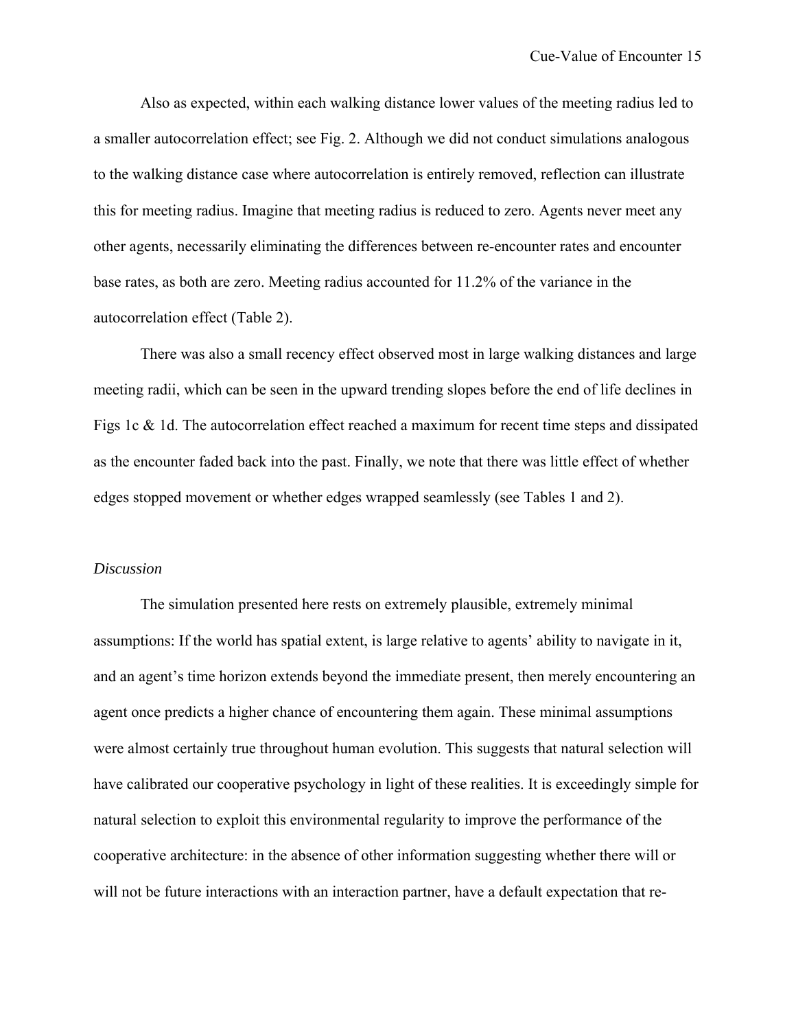Also as expected, within each walking distance lower values of the meeting radius led to a smaller autocorrelation effect; see Fig. 2. Although we did not conduct simulations analogous to the walking distance case where autocorrelation is entirely removed, reflection can illustrate this for meeting radius. Imagine that meeting radius is reduced to zero. Agents never meet any other agents, necessarily eliminating the differences between re-encounter rates and encounter base rates, as both are zero. Meeting radius accounted for 11.2% of the variance in the autocorrelation effect (Table 2).

There was also a small recency effect observed most in large walking distances and large meeting radii, which can be seen in the upward trending slopes before the end of life declines in Figs 1c & 1d. The autocorrelation effect reached a maximum for recent time steps and dissipated as the encounter faded back into the past. Finally, we note that there was little effect of whether edges stopped movement or whether edges wrapped seamlessly (see Tables 1 and 2).

*Discussion*

The simulation presented here rests on extremely plausible, extremely minimal assumptions: If the world has spatial extent, is large relative to agents' ability to navigate in it, and an agent's time horizon extends beyond the immediate present, then merely encountering an agent once predicts a higher chance of encountering them again. These minimal assumptions were almost certainly true throughout human evolution. This suggests that natural selection will have calibrated our cooperative psychology in light of these realities. It is exceedingly simple for natural selection to exploit this environmental regularity to improve the performance of the cooperative architecture: in the absence of other information suggesting whether there will or will not be future interactions with an interaction partner, have a default expectation that re-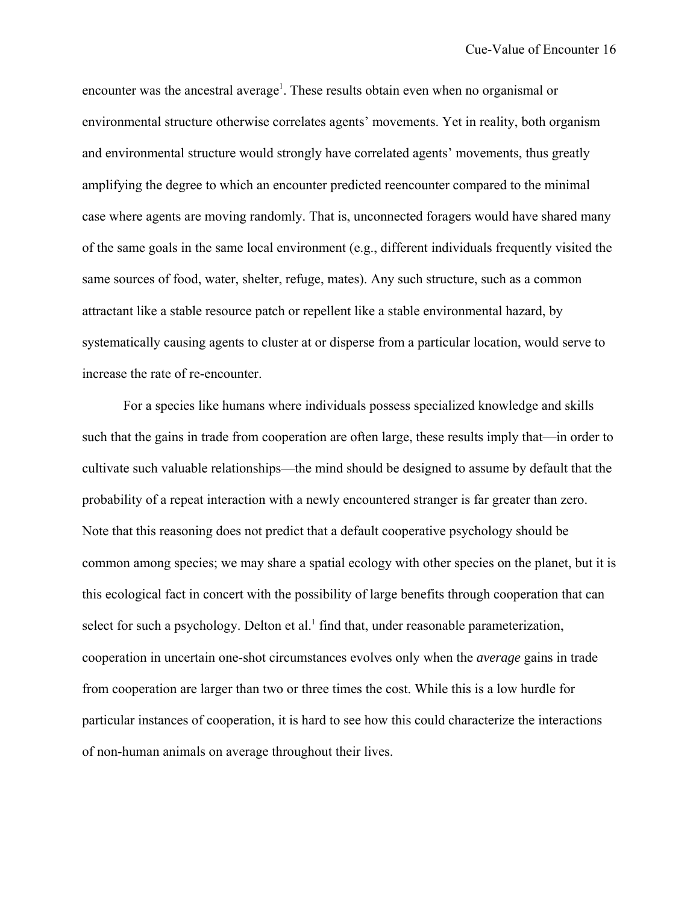encounter was the ancestral average[1]. These results obtain even when no organismal or environmental structure otherwise correlates agents' movements. Yet in reality, both organism and environmental structure would strongly have correlated agents' movements, thus greatly amplifying the degree to which an encounter predicted reencounter compared to the minimal case where agents are moving randomly. That is, unconnected foragers would have shared many of the same goals in the same local environment (e.g., different individuals frequently visited the same sources of food, water, shelter, refuge, mates). Any such structure, such as a common attractant like a stable resource patch or repellent like a stable environmental hazard, by systematically causing agents to cluster at or disperse from a particular location, would serve to increase the rate of re-encounter.

For a species like humans where individuals possess specialized knowledge and skills such that the gains in trade from cooperation are often large, these results imply that—in order to cultivate such valuable relationships—the mind should be designed to assume by default that the probability of a repeat interaction with a newly encountered stranger is far greater than zero. Note that this reasoning does not predict that a default cooperative psychology should be common among species; we may share a spatial ecology with other species on the planet, but it is this ecological fact in concert with the possibility of large benefits through cooperation that can select for such a psychology. Delton et al.[1] find that, under reasonable parameterization, cooperation in uncertain one-shot circumstances evolves only when the *average* gains in trade from cooperation are larger than two or three times the cost. While this is a low hurdle for particular instances of cooperation, it is hard to see how this could characterize the interactions of non-human animals on average throughout their lives.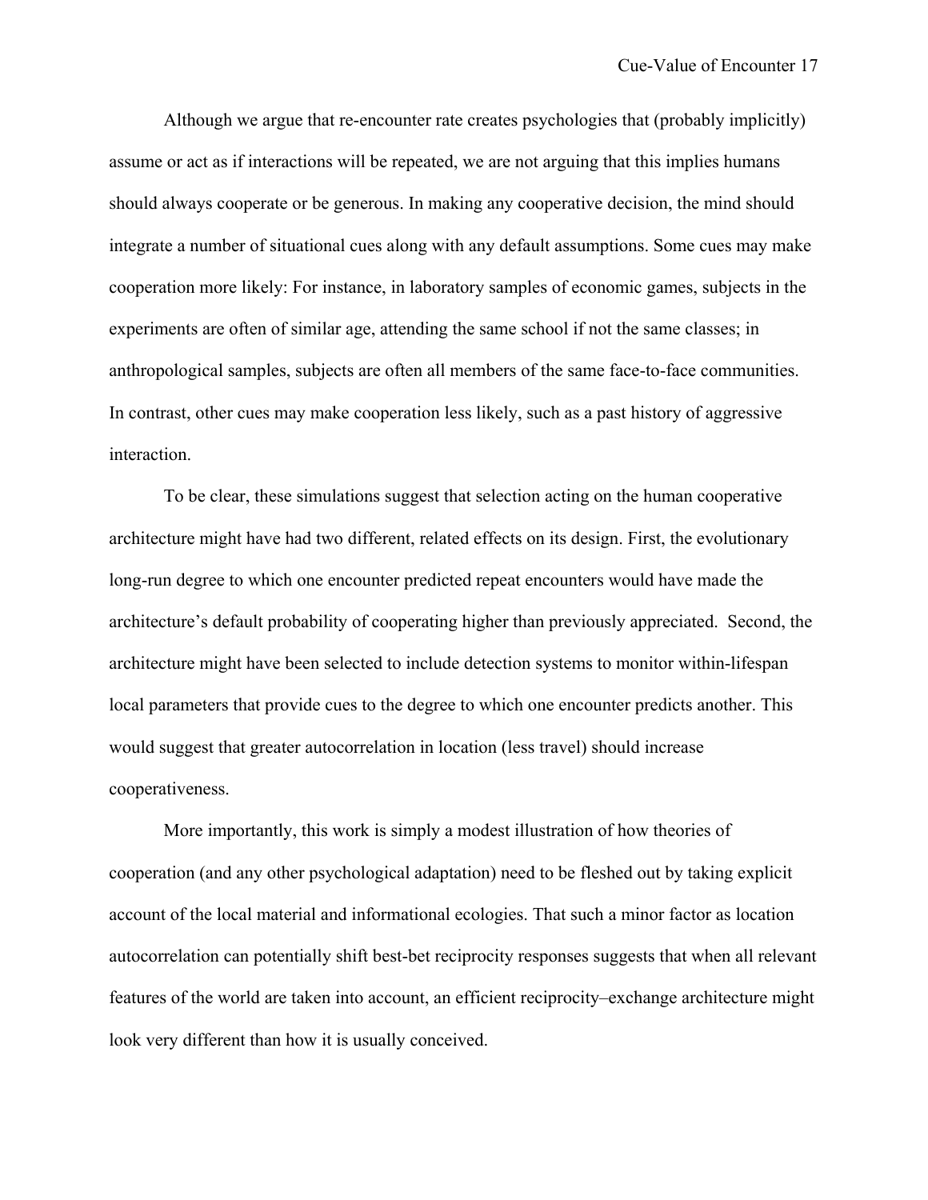Although we argue that re-encounter rate creates psychologies that (probably implicitly) assume or act as if interactions will be repeated, we are not arguing that this implies humans should always cooperate or be generous. In making any cooperative decision, the mind should integrate a number of situational cues along with any default assumptions. Some cues may make cooperation more likely: For instance, in laboratory samples of economic games, subjects in the experiments are often of similar age, attending the same school if not the same classes; in anthropological samples, subjects are often all members of the same face-to-face communities. In contrast, other cues may make cooperation less likely, such as a past history of aggressive interaction.

To be clear, these simulations suggest that selection acting on the human cooperative architecture might have had two different, related effects on its design. First, the evolutionary long-run degree to which one encounter predicted repeat encounters would have made the architecture's default probability of cooperating higher than previously appreciated. Second, the architecture might have been selected to include detection systems to monitor within-lifespan local parameters that provide cues to the degree to which one encounter predicts another. This would suggest that greater autocorrelation in location (less travel) should increase cooperativeness.

More importantly, this work is simply a modest illustration of how theories of cooperation (and any other psychological adaptation) need to be fleshed out by taking explicit account of the local material and informational ecologies. That such a minor factor as location autocorrelation can potentially shift best-bet reciprocity responses suggests that when all relevant features of the world are taken into account, an efficient reciprocity–exchange architecture might look very different than how it is usually conceived.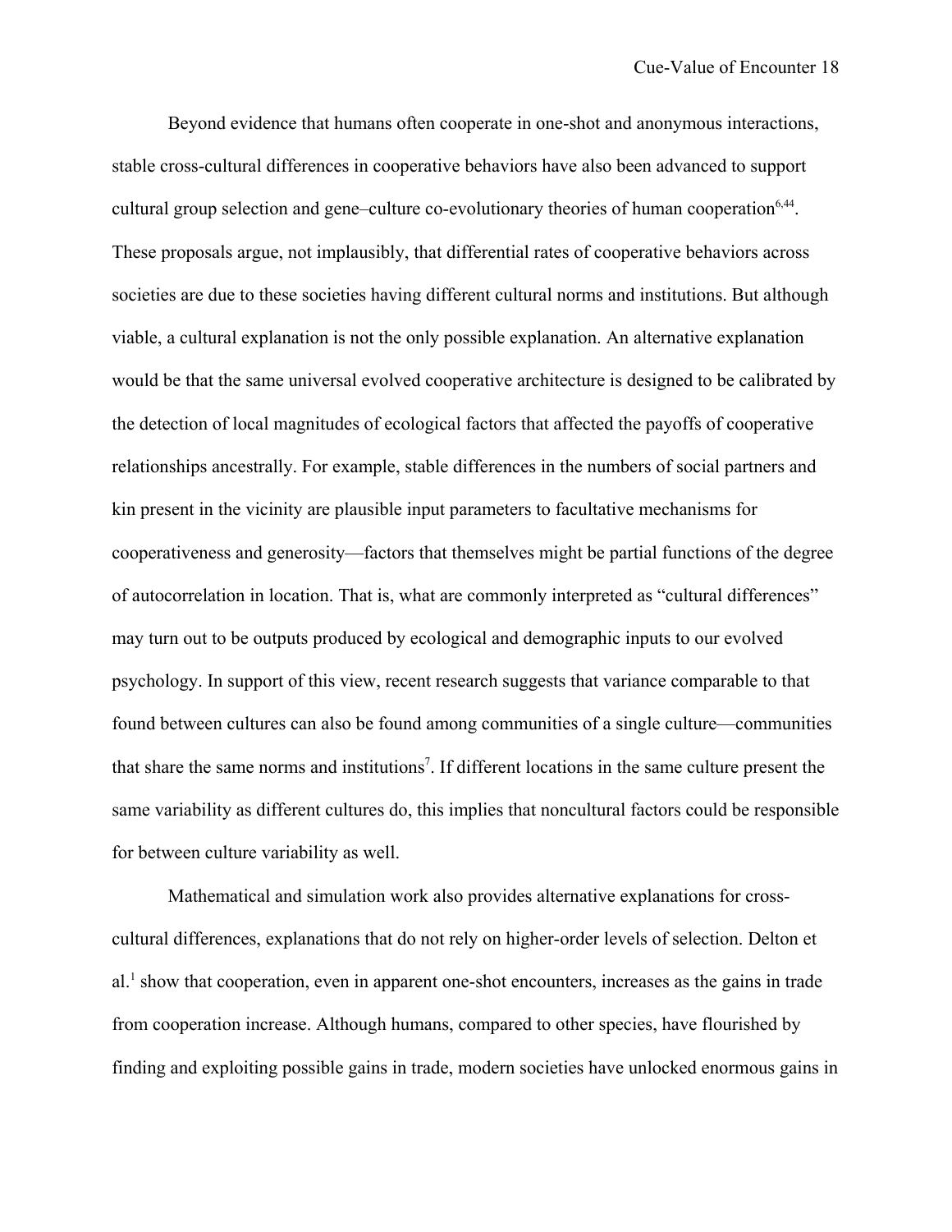Beyond evidence that humans often cooperate in one-shot and anonymous interactions, stable cross-cultural differences in cooperative behaviors have also been advanced to support cultural group selection and gene–culture co-evolutionary theories of human cooperation[6,44]. These proposals argue, not implausibly, that differential rates of cooperative behaviors across societies are due to these societies having different cultural norms and institutions. But although viable, a cultural explanation is not the only possible explanation. An alternative explanation would be that the same universal evolved cooperative architecture is designed to be calibrated by the detection of local magnitudes of ecological factors that affected the payoffs of cooperative relationships ancestrally. For example, stable differences in the numbers of social partners and kin present in the vicinity are plausible input parameters to facultative mechanisms for cooperativeness and generosity—factors that themselves might be partial functions of the degree of autocorrelation in location. That is, what are commonly interpreted as "cultural differences" may turn out to be outputs produced by ecological and demographic inputs to our evolved psychology. In support of this view, recent research suggests that variance comparable to that found between cultures can also be found among communities of a single culture—communities that share the same norms and institutions[7]. If different locations in the same culture present the same variability as different cultures do, this implies that noncultural factors could be responsible for between culture variability as well.

Mathematical and simulation work also provides alternative explanations for cross-cultural differences, explanations that do not rely on higher-order levels of selection. Delton et al.[1] show that cooperation, even in apparent one-shot encounters, increases as the gains in trade from cooperation increase. Although humans, compared to other species, have flourished by finding and exploiting possible gains in trade, modern societies have unlocked enormous gains in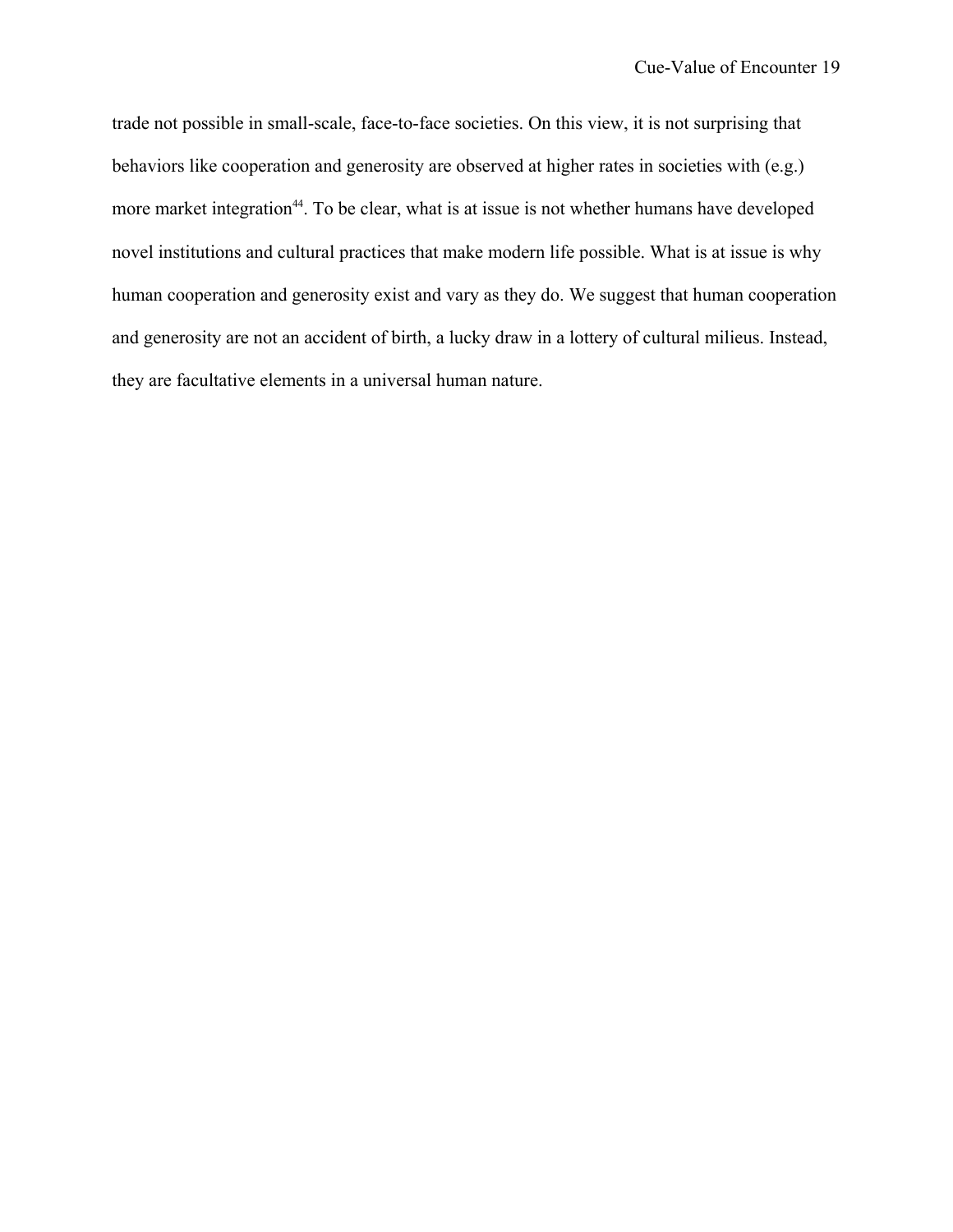trade not possible in small-scale, face-to-face societies. On this view, it is not surprising that behaviors like cooperation and generosity are observed at higher rates in societies with (e.g.) more market integration[44]. To be clear, what is at issue is not whether humans have developed novel institutions and cultural practices that make modern life possible. What is at issue is why human cooperation and generosity exist and vary as they do. We suggest that human cooperation and generosity are not an accident of birth, a lucky draw in a lottery of cultural milieus. Instead, they are facultative elements in a universal human nature.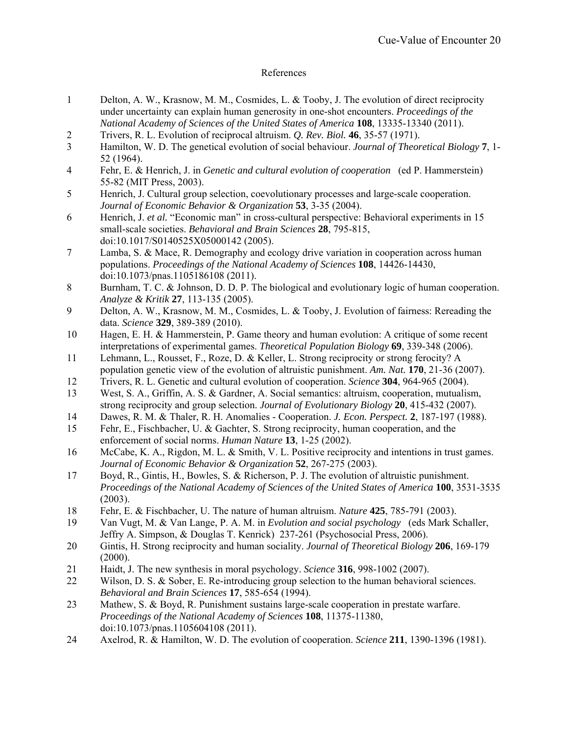# References

1. Delton, A. W., Krasnow, M. M., Cosmides, L. & Tooby, J. The evolution of direct reciprocity under uncertainty can explain human generosity in one-shot encounters. *Proceedings of the National Academy of Sciences of the United States of America* **108**, 13335-13340 (2011).
2. Trivers, R. L. Evolution of reciprocal altruism. *Q. Rev. Biol.* **46**, 35-57 (1971).
3. Hamilton, W. D. The genetical evolution of social behaviour. *Journal of Theoretical Biology* **7**, 1-52 (1964).
4. Fehr, E. & Henrich, J. in *Genetic and cultural evolution of cooperation* (ed P. Hammerstein) 55-82 (MIT Press, 2003).
5. Henrich, J. Cultural group selection, coevolutionary processes and large-scale cooperation. *Journal of Economic Behavior & Organization* **53**, 3-35 (2004).
6. Henrich, J. *et al.* "Economic man" in cross-cultural perspective: Behavioral experiments in 15 small-scale societies. *Behavioral and Brain Sciences* **28**, 795-815, doi:10.1017/S0140525X05000142 (2005).
7. Lamba, S. & Mace, R. Demography and ecology drive variation in cooperation across human populations. *Proceedings of the National Academy of Sciences* **108**, 14426-14430, doi:10.1073/pnas.1105186108 (2011).
8. Burnham, T. C. & Johnson, D. D. P. The biological and evolutionary logic of human cooperation. *Analyze & Kritik* **27**, 113-135 (2005).
9. Delton, A. W., Krasnow, M. M., Cosmides, L. & Tooby, J. Evolution of fairness: Rereading the data. *Science* **329**, 389-389 (2010).
10. Hagen, E. H. & Hammerstein, P. Game theory and human evolution: A critique of some recent interpretations of experimental games. *Theoretical Population Biology* **69**, 339-348 (2006).
11. Lehmann, L., Rousset, F., Roze, D. & Keller, L. Strong reciprocity or strong ferocity? A population genetic view of the evolution of altruistic punishment. *Am. Nat.* **170**, 21-36 (2007).
12. Trivers, R. L. Genetic and cultural evolution of cooperation. *Science* **304**, 964-965 (2004).
13. West, S. A., Griffin, A. S. & Gardner, A. Social semantics: altruism, cooperation, mutualism, strong reciprocity and group selection. *Journal of Evolutionary Biology* **20**, 415-432 (2007).
14. Dawes, R. M. & Thaler, R. H. Anomalies - Cooperation. *J. Econ. Perspect.* **2**, 187-197 (1988).
15. Fehr, E., Fischbacher, U. & Gachter, S. Strong reciprocity, human cooperation, and the enforcement of social norms. *Human Nature* **13**, 1-25 (2002).
16. McCabe, K. A., Rigdon, M. L. & Smith, V. L. Positive reciprocity and intentions in trust games. *Journal of Economic Behavior & Organization* **52**, 267-275 (2003).
17. Boyd, R., Gintis, H., Bowles, S. & Richerson, P. J. The evolution of altruistic punishment. *Proceedings of the National Academy of Sciences of the United States of America* **100**, 3531-3535 (2003).
18. Fehr, E. & Fischbacher, U. The nature of human altruism. *Nature* **425**, 785-791 (2003).
19. Van Vugt, M. & Van Lange, P. A. M. in *Evolution and social psychology* (eds Mark Schaller, Jeffry A. Simpson, & Douglas T. Kenrick) 237-261 (Psychosocial Press, 2006).
20. Gintis, H. Strong reciprocity and human sociality. *Journal of Theoretical Biology* **206**, 169-179 (2000).
21. Haidt, J. The new synthesis in moral psychology. *Science* **316**, 998-1002 (2007).
22. Wilson, D. S. & Sober, E. Re-introducing group selection to the human behavioral sciences. *Behavioral and Brain Sciences* **17**, 585-654 (1994).
23. Mathew, S. & Boyd, R. Punishment sustains large-scale cooperation in prestate warfare. *Proceedings of the National Academy of Sciences* **108**, 11375-11380, doi:10.1073/pnas.1105604108 (2011).
24. Axelrod, R. & Hamilton, W. D. The evolution of cooperation. *Science* **211**, 1390-1396 (1981).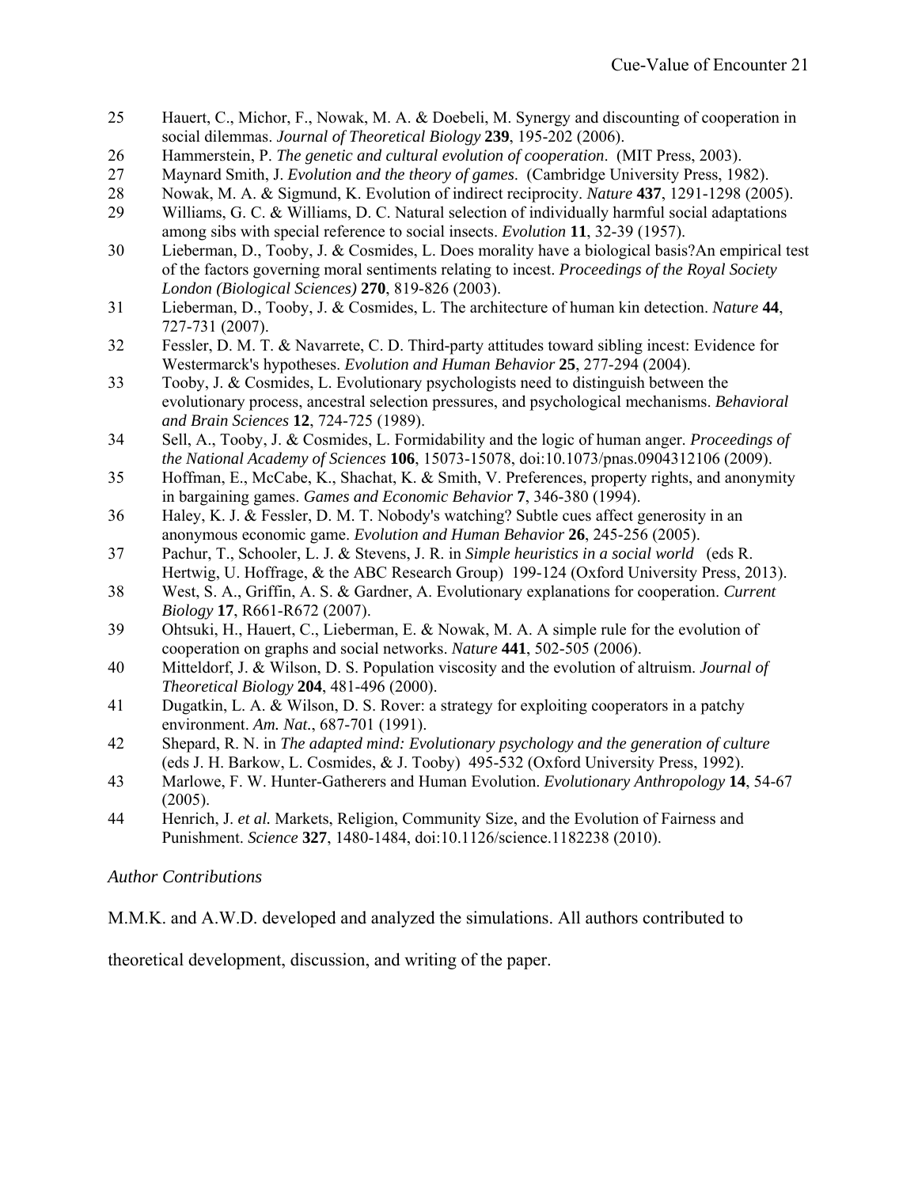25 Hauert, C., Michor, F., Nowak, M. A. & Doebeli, M. Synergy and discounting of cooperation in social dilemmas. *Journal of Theoretical Biology* **239**, 195-202 (2006).

26 Hammerstein, P. *The genetic and cultural evolution of cooperation*. (MIT Press, 2003).

27 Maynard Smith, J. *Evolution and the theory of games*. (Cambridge University Press, 1982).

28 Nowak, M. A. & Sigmund, K. Evolution of indirect reciprocity. *Nature* **437**, 1291-1298 (2005).

29 Williams, G. C. & Williams, D. C. Natural selection of individually harmful social adaptations among sibs with special reference to social insects. *Evolution* **11**, 32-39 (1957).

30 Lieberman, D., Tooby, J. & Cosmides, L. Does morality have a biological basis?An empirical test of the factors governing moral sentiments relating to incest. *Proceedings of the Royal Society London (Biological Sciences)* **270**, 819-826 (2003).

31 Lieberman, D., Tooby, J. & Cosmides, L. The architecture of human kin detection. *Nature* **44**, 727-731 (2007).

32 Fessler, D. M. T. & Navarrete, C. D. Third-party attitudes toward sibling incest: Evidence for Westermarck's hypotheses. *Evolution and Human Behavior* **25**, 277-294 (2004).

33 Tooby, J. & Cosmides, L. Evolutionary psychologists need to distinguish between the evolutionary process, ancestral selection pressures, and psychological mechanisms. *Behavioral and Brain Sciences* **12**, 724-725 (1989).

34 Sell, A., Tooby, J. & Cosmides, L. Formidability and the logic of human anger. *Proceedings of the National Academy of Sciences* **106**, 15073-15078, doi:10.1073/pnas.0904312106 (2009).

35 Hoffman, E., McCabe, K., Shachat, K. & Smith, V. Preferences, property rights, and anonymity in bargaining games. *Games and Economic Behavior* **7**, 346-380 (1994).

36 Haley, K. J. & Fessler, D. M. T. Nobody's watching? Subtle cues affect generosity in an anonymous economic game. *Evolution and Human Behavior* **26**, 245-256 (2005).

37 Pachur, T., Schooler, L. J. & Stevens, J. R. in *Simple heuristics in a social world* (eds R. Hertwig, U. Hoffrage, & the ABC Research Group) 199-124 (Oxford University Press, 2013).

38 West, S. A., Griffin, A. S. & Gardner, A. Evolutionary explanations for cooperation. *Current Biology* **17**, R661-R672 (2007).

39 Ohtsuki, H., Hauert, C., Lieberman, E. & Nowak, M. A. A simple rule for the evolution of cooperation on graphs and social networks. *Nature* **441**, 502-505 (2006).

40 Mitteldorf, J. & Wilson, D. S. Population viscosity and the evolution of altruism. *Journal of Theoretical Biology* **204**, 481-496 (2000).

41 Dugatkin, L. A. & Wilson, D. S. Rover: a strategy for exploiting cooperators in a patchy environment. *Am. Nat.*, 687-701 (1991).

42 Shepard, R. N. in *The adapted mind: Evolutionary psychology and the generation of culture* (eds J. H. Barkow, L. Cosmides, & J. Tooby) 495-532 (Oxford University Press, 1992).

43 Marlowe, F. W. Hunter-Gatherers and Human Evolution. *Evolutionary Anthropology* **14**, 54-67 (2005).

44 Henrich, J. *et al.* Markets, Religion, Community Size, and the Evolution of Fairness and Punishment. *Science* **327**, 1480-1484, doi:10.1126/science.1182238 (2010).

*Author Contributions*

M.M.K. and A.W.D. developed and analyzed the simulations. All authors contributed to theoretical development, discussion, and writing of the paper.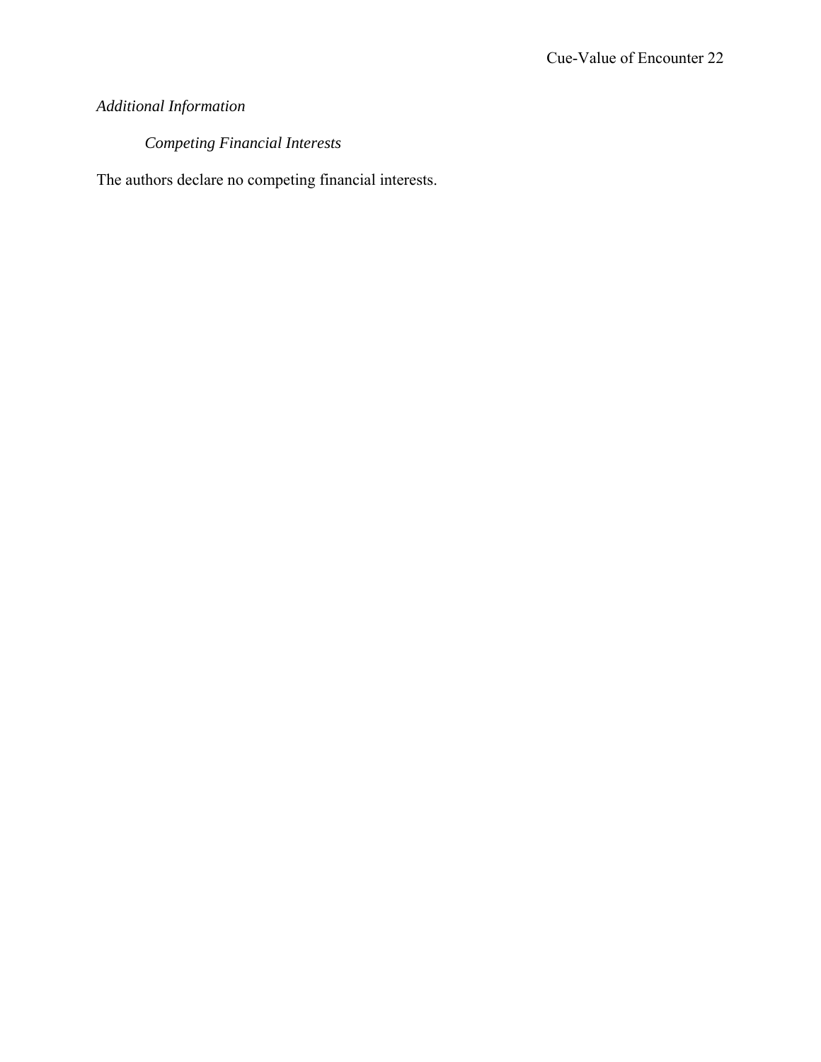*Additional Information*

*Competing Financial Interests*

The authors declare no competing financial interests.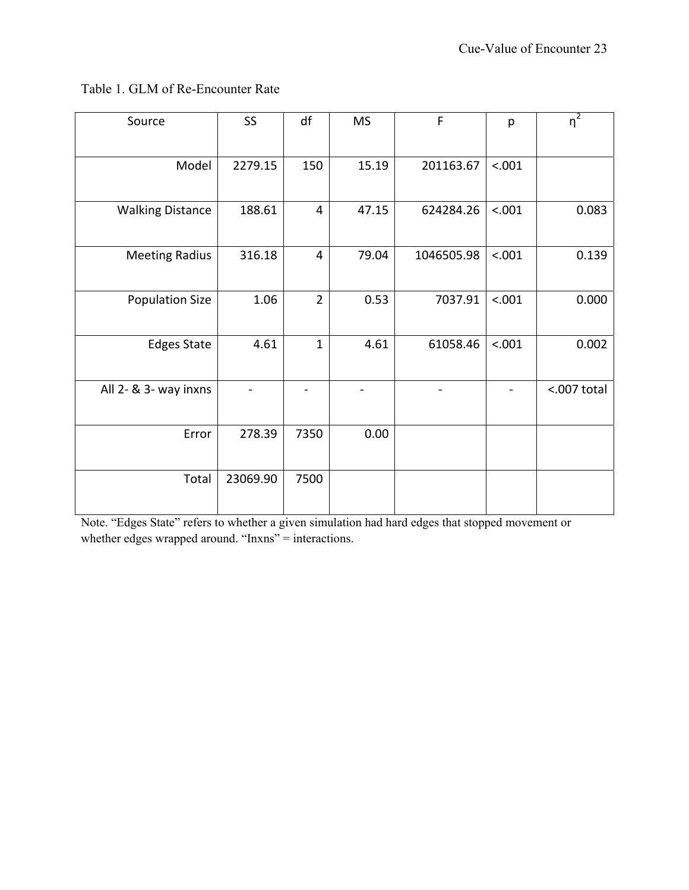Table 1. GLM of Re-Encounter Rate

| Source | SS | df | MS | F | p | $\eta^2$ |
|---|---|---|---|---|---|---|
| Model | 2279.15 | 150 | 15.19 | 201163.67 | <.001 | |
| Walking Distance | 188.61 | 4 | 47.15 | 624284.26 | <.001 | 0.083 |
| Meeting Radius | 316.18 | 4 | 79.04 | 1046505.98 | <.001 | 0.139 |
| Population Size | 1.06 | 2 | 0.53 | 7037.91 | <.001 | 0.000 |
| Edges State | 4.61 | 1 | 4.61 | 61058.46 | <.001 | 0.002 |
| All 2- & 3- way inxns | - | - | - | - | - | <.007 total |
| Error | 278.39 | 7350 | 0.00 | | | |
| Total | 23069.90 | 7500 | | | | |

Note. "Edges State" refers to whether a given simulation had hard edges that stopped movement or whether edges wrapped around. "Inxns" = interactions.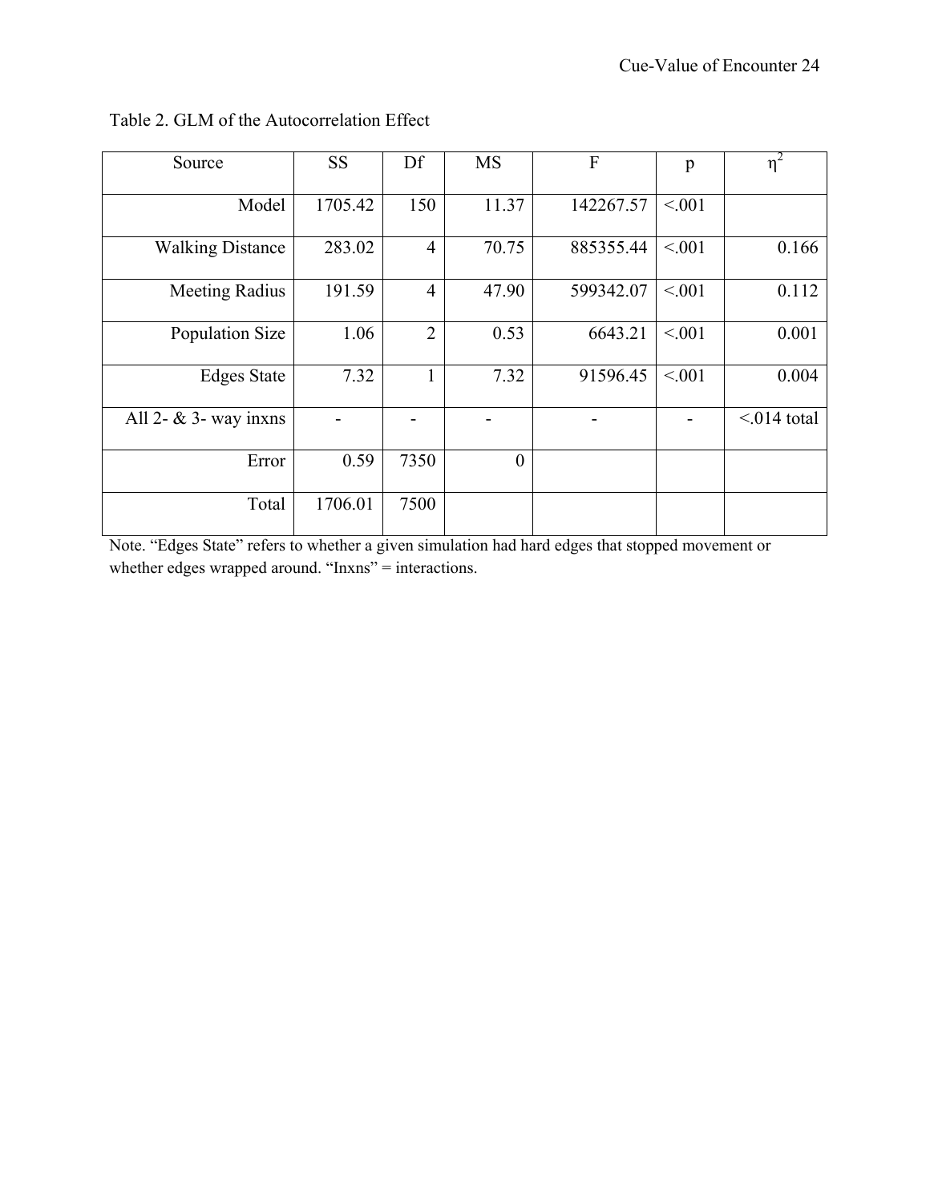Table 2. GLM of the Autocorrelation Effect

| Source | SS | Df | MS | F | p | $\eta^2$ |
|---|---|---|---|---|---|---|
| Model | 1705.42 | 150 | 11.37 | 142267.57 | <.001 | |
| Walking Distance | 283.02 | 4 | 70.75 | 885355.44 | <.001 | 0.166 |
| Meeting Radius | 191.59 | 4 | 47.90 | 599342.07 | <.001 | 0.112 |
| Population Size | 1.06 | 2 | 0.53 | 6643.21 | <.001 | 0.001 |
| Edges State | 7.32 | 1 | 7.32 | 91596.45 | <.001 | 0.004 |
| All 2- & 3- way inxns | - | - | - | - | - | <.014 total |
| Error | 0.59 | 7350 | 0 | | | |
| Total | 1706.01 | 7500 | | | | |

Note. "Edges State" refers to whether a given simulation had hard edges that stopped movement or whether edges wrapped around. "Inxns" = interactions.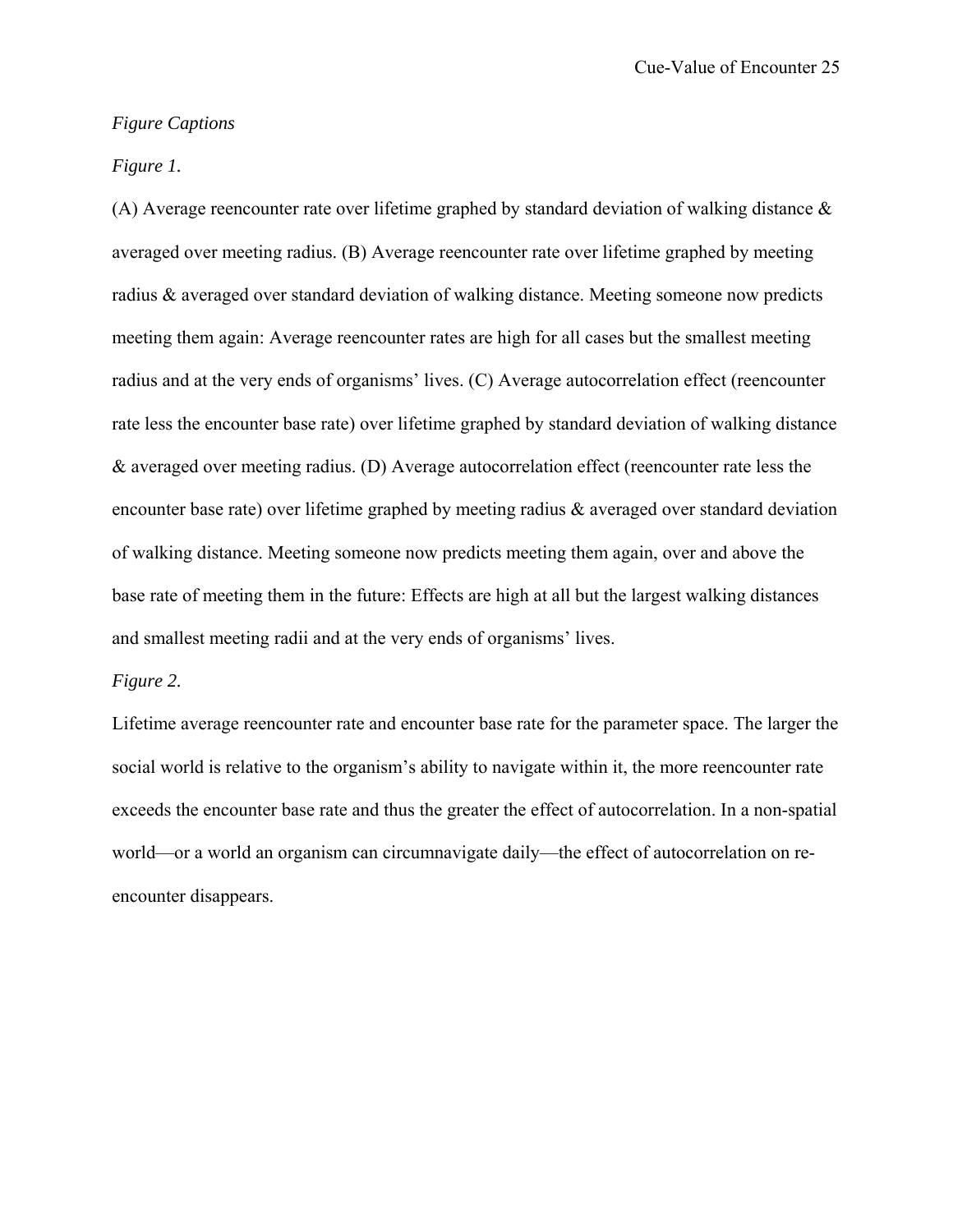*Figure Captions*

*Figure 1.*

(A) Average reencounter rate over lifetime graphed by standard deviation of walking distance & averaged over meeting radius. (B) Average reencounter rate over lifetime graphed by meeting radius & averaged over standard deviation of walking distance. Meeting someone now predicts meeting them again: Average reencounter rates are high for all cases but the smallest meeting radius and at the very ends of organisms' lives. (C) Average autocorrelation effect (reencounter rate less the encounter base rate) over lifetime graphed by standard deviation of walking distance & averaged over meeting radius. (D) Average autocorrelation effect (reencounter rate less the encounter base rate) over lifetime graphed by meeting radius & averaged over standard deviation of walking distance. Meeting someone now predicts meeting them again, over and above the base rate of meeting them in the future: Effects are high at all but the largest walking distances and smallest meeting radii and at the very ends of organisms' lives.

*Figure 2.*

Lifetime average reencounter rate and encounter base rate for the parameter space. The larger the social world is relative to the organism's ability to navigate within it, the more reencounter rate exceeds the encounter base rate and thus the greater the effect of autocorrelation. In a non-spatial world—or a world an organism can circumnavigate daily—the effect of autocorrelation on re-encounter disappears.